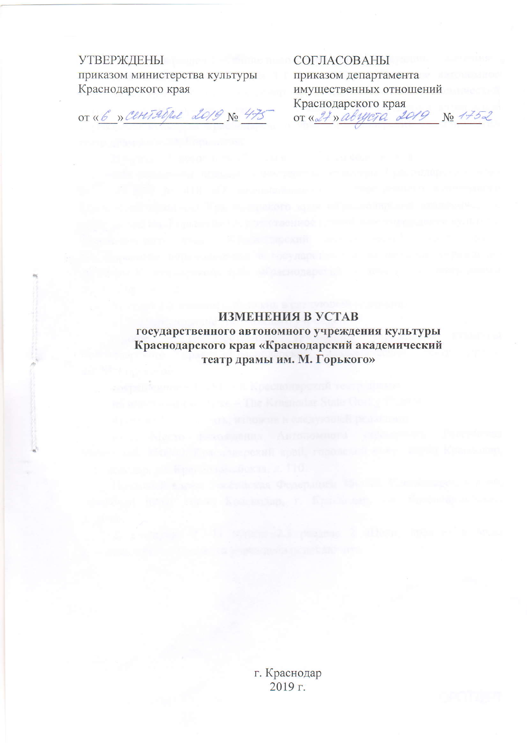УТВЕРЖДЕНЫ
приказом министерства культуры
Краснодарского края

от «6» сентября 2019 № 475

СОГЛАСОВАНЫ
приказом департамента
имущественных отношений
Краснодарского края

от «27» августа 2019 № 1752

# ИЗМЕНЕНИЯ В УСТАВ

## государственного автономного учреждения культуры Краснодарского края «Краснодарский академический театр драмы им. М. Горького»

г. Краснодар
2019 г.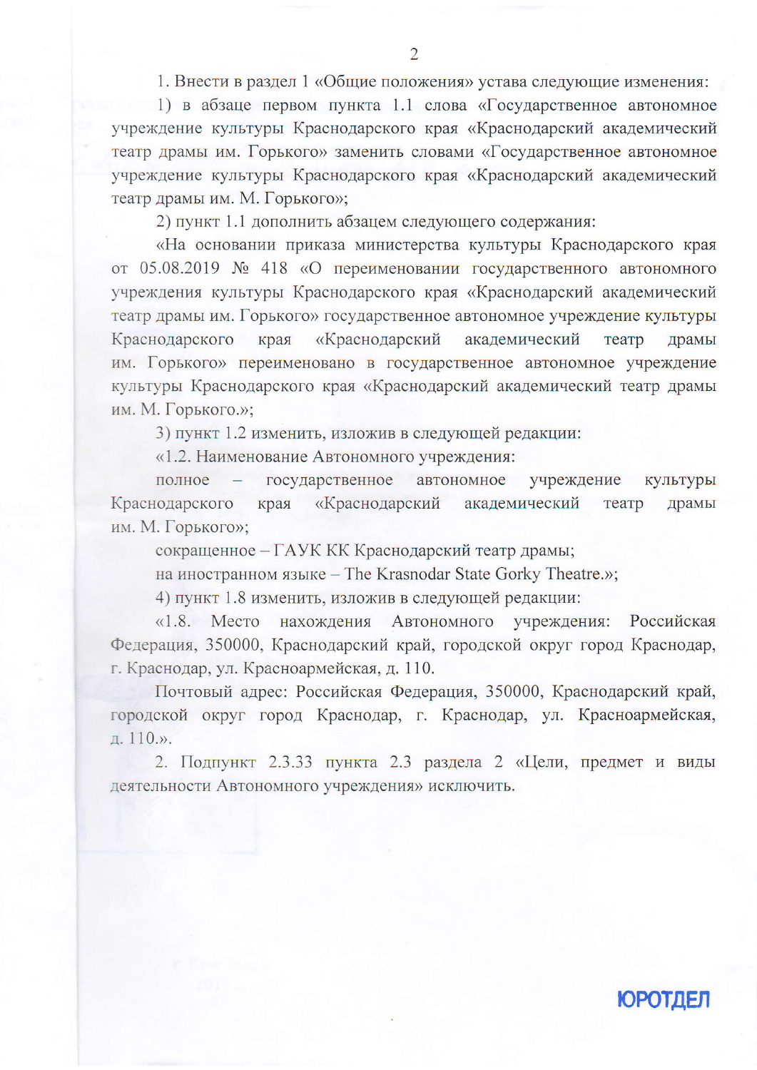1. Внести в раздел 1 «Общие положения» устава следующие изменения:

1) в абзаце первом пункта 1.1 слова «Государственное автономное учреждение культуры Краснодарского края «Краснодарский академический театр драмы им. Горького» заменить словами «Государственное автономное учреждение культуры Краснодарского края «Краснодарский академический театр драмы им. М. Горького»;

2) пункт 1.1 дополнить абзацем следующего содержания:

«На основании приказа министерства культуры Краснодарского края от 05.08.2019 № 418 «О переименовании государственного автономного учреждения культуры Краснодарского края «Краснодарский академический театр драмы им. Горького» государственное автономное учреждение культуры Краснодарского края «Краснодарский академический театр драмы им. Горького» переименовано в государственное автономное учреждение культуры Краснодарского края «Краснодарский академический театр драмы им. М. Горького.»;

3) пункт 1.2 изменить, изложив в следующей редакции:

«1.2. Наименование Автономного учреждения:

полное – государственное автономное учреждение культуры Краснодарского края «Краснодарский академический театр драмы им. М. Горького»;

сокращенное – ГАУК КК Краснодарский театр драмы;

на иностранном языке – The Krasnodar State Gorky Theatre.»;

4) пункт 1.8 изменить, изложив в следующей редакции:

«1.8. Место нахождения Автономного учреждения: Российская Федерация, 350000, Краснодарский край, городской округ город Краснодар, г. Краснодар, ул. Красноармейская, д. 110.

Почтовый адрес: Российская Федерация, 350000, Краснодарский край, городской округ город Краснодар, г. Краснодар, ул. Красноармейская, д. 110.».

2. Подпункт 2.3.33 пункта 2.3 раздела 2 «Цели, предмет и виды деятельности Автономного учреждения» исключить.